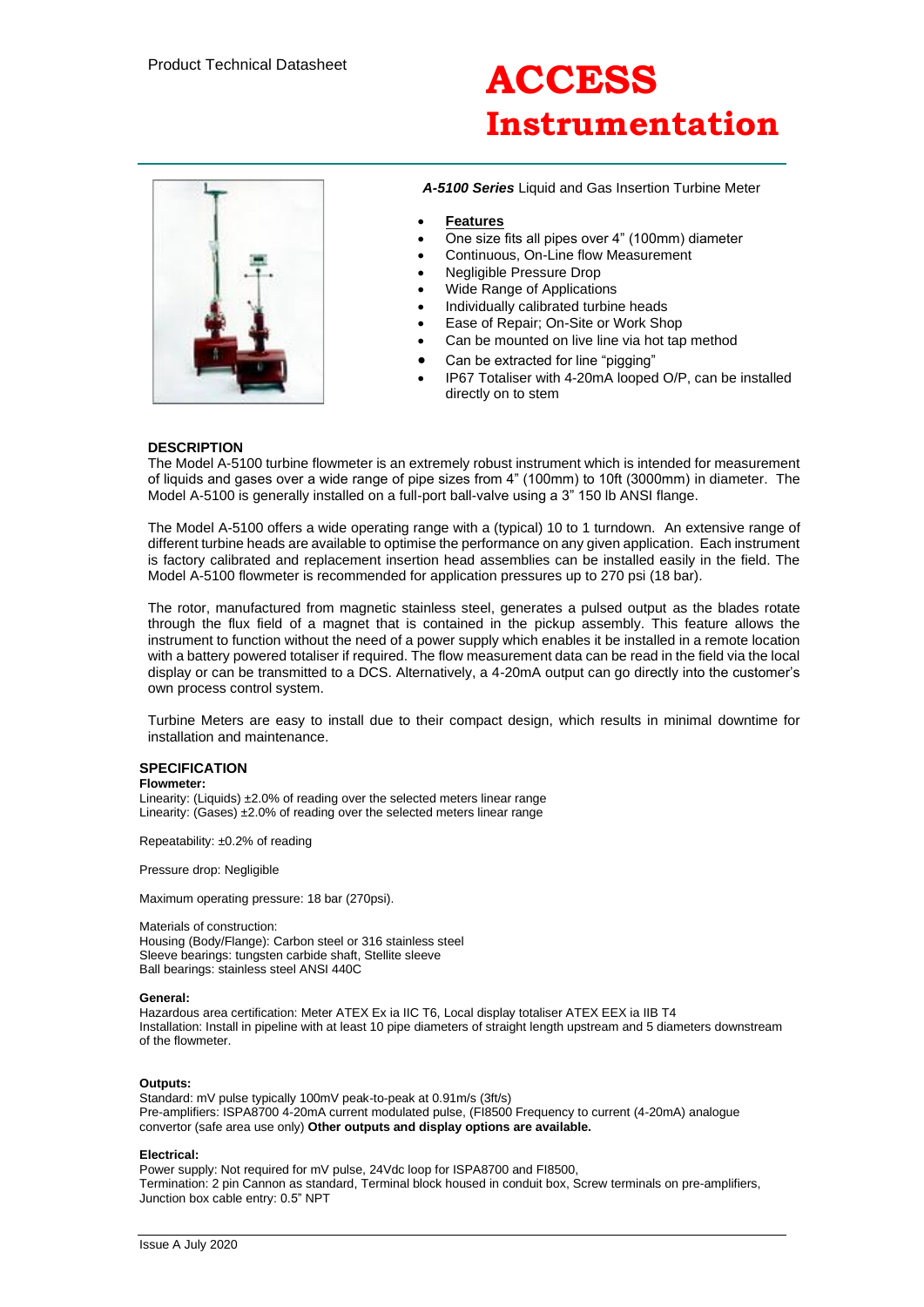Product Technical Datasheet

# ACCESS Instrumentation

***A-5100 Series*** Liquid and Gas Insertion Turbine Meter

- **Features**
- One size fits all pipes over 4" (100mm) diameter
- Continuous, On-Line flow Measurement
- Negligible Pressure Drop
- Wide Range of Applications
- Individually calibrated turbine heads
- Ease of Repair; On-Site or Work Shop
- Can be mounted on live line via hot tap method
- Can be extracted for line "pigging"
- IP67 Totaliser with 4-20mA looped O/P, can be installed directly on to stem

## DESCRIPTION

The Model A-5100 turbine flowmeter is an extremely robust instrument which is intended for measurement of liquids and gases over a wide range of pipe sizes from 4" (100mm) to 10ft (3000mm) in diameter. The Model A-5100 is generally installed on a full-port ball-valve using a 3" 150 lb ANSI flange.

The Model A-5100 offers a wide operating range with a (typical) 10 to 1 turndown. An extensive range of different turbine heads are available to optimise the performance on any given application. Each instrument is factory calibrated and replacement insertion head assemblies can be installed easily in the field. The Model A-5100 flowmeter is recommended for application pressures up to 270 psi (18 bar).

The rotor, manufactured from magnetic stainless steel, generates a pulsed output as the blades rotate through the flux field of a magnet that is contained in the pickup assembly. This feature allows the instrument to function without the need of a power supply which enables it be installed in a remote location with a battery powered totaliser if required. The flow measurement data can be read in the field via the local display or can be transmitted to a DCS. Alternatively, a 4-20mA output can go directly into the customer's own process control system.

Turbine Meters are easy to install due to their compact design, which results in minimal downtime for installation and maintenance.

## SPECIFICATION

**Flowmeter:**

Linearity: (Liquids) ±2.0% of reading over the selected meters linear range
Linearity: (Gases) ±2.0% of reading over the selected meters linear range

Repeatability: ±0.2% of reading

Pressure drop: Negligible

Maximum operating pressure: 18 bar (270psi).

Materials of construction:
Housing (Body/Flange): Carbon steel or 316 stainless steel
Sleeve bearings: tungsten carbide shaft, Stellite sleeve
Ball bearings: stainless steel ANSI 440C

**General:**

Hazardous area certification: Meter ATEX Ex ia IIC T6, Local display totaliser ATEX EEX ia IIB T4
Installation: Install in pipeline with at least 10 pipe diameters of straight length upstream and 5 diameters downstream of the flowmeter.

**Outputs:**

Standard: mV pulse typically 100mV peak-to-peak at 0.91m/s (3ft/s)
Pre-amplifiers: ISPA8700 4-20mA current modulated pulse, (FI8500 Frequency to current (4-20mA) analogue convertor (safe area use only) **Other outputs and display options are available.**

**Electrical:**

Power supply: Not required for mV pulse, 24Vdc loop for ISPA8700 and FI8500,
Termination: 2 pin Cannon as standard, Terminal block housed in conduit box, Screw terminals on pre-amplifiers,
Junction box cable entry: 0.5" NPT

Issue A July 2020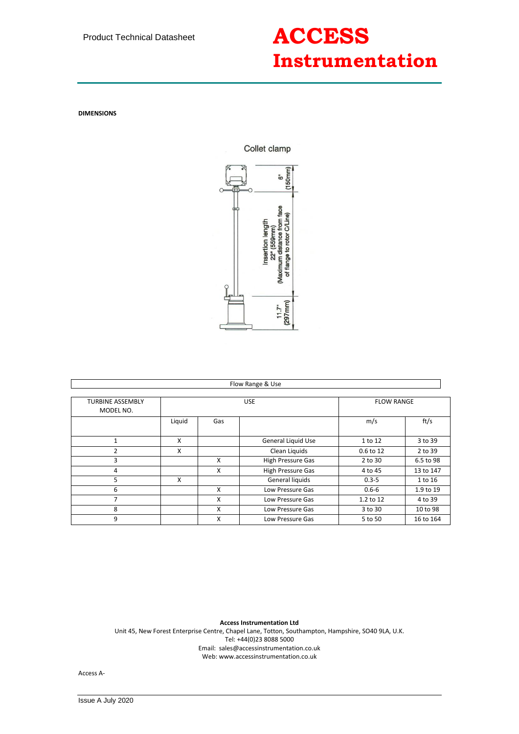**DIMENSIONS**

Collet clamp

6" (150mm)

Insertion length 22" (559mm) (Maximum distance from face of flange to rotor C/Line)

11.7" (297mm)

| Flow Range & Use | | | | | |
|---|---|---|---|---|---|
| TURBINE ASSEMBLY MODEL NO. | USE | | | FLOW RANGE | |
| | Liquid | Gas | | m/s | ft/s |
| 1 | X | | General Liquid Use | 1 to 12 | 3 to 39 |
| 2 | X | | Clean Liquids | 0.6 to 12 | 2 to 39 |
| 3 | | X | High Pressure Gas | 2 to 30 | 6.5 to 98 |
| 4 | | X | High Pressure Gas | 4 to 45 | 13 to 147 |
| 5 | X | | General liquids | 0.3-5 | 1 to 16 |
| 6 | | X | Low Pressure Gas | 0.6-6 | 1.9 to 19 |
| 7 | | X | Low Pressure Gas | 1.2 to 12 | 4 to 39 |
| 8 | | X | Low Pressure Gas | 3 to 30 | 10 to 98 |
| 9 | | X | Low Pressure Gas | 5 to 50 | 16 to 164 |

**Access Instrumentation Ltd**
Unit 45, New Forest Enterprise Centre, Chapel Lane, Totton, Southampton, Hampshire, SO40 9LA, U.K.
Tel: +44(0)23 8088 5000
Email: sales@accessinstrumentation.co.uk
Web: www.accessinstrumentation.co.uk

Access A-

Issue A July 2020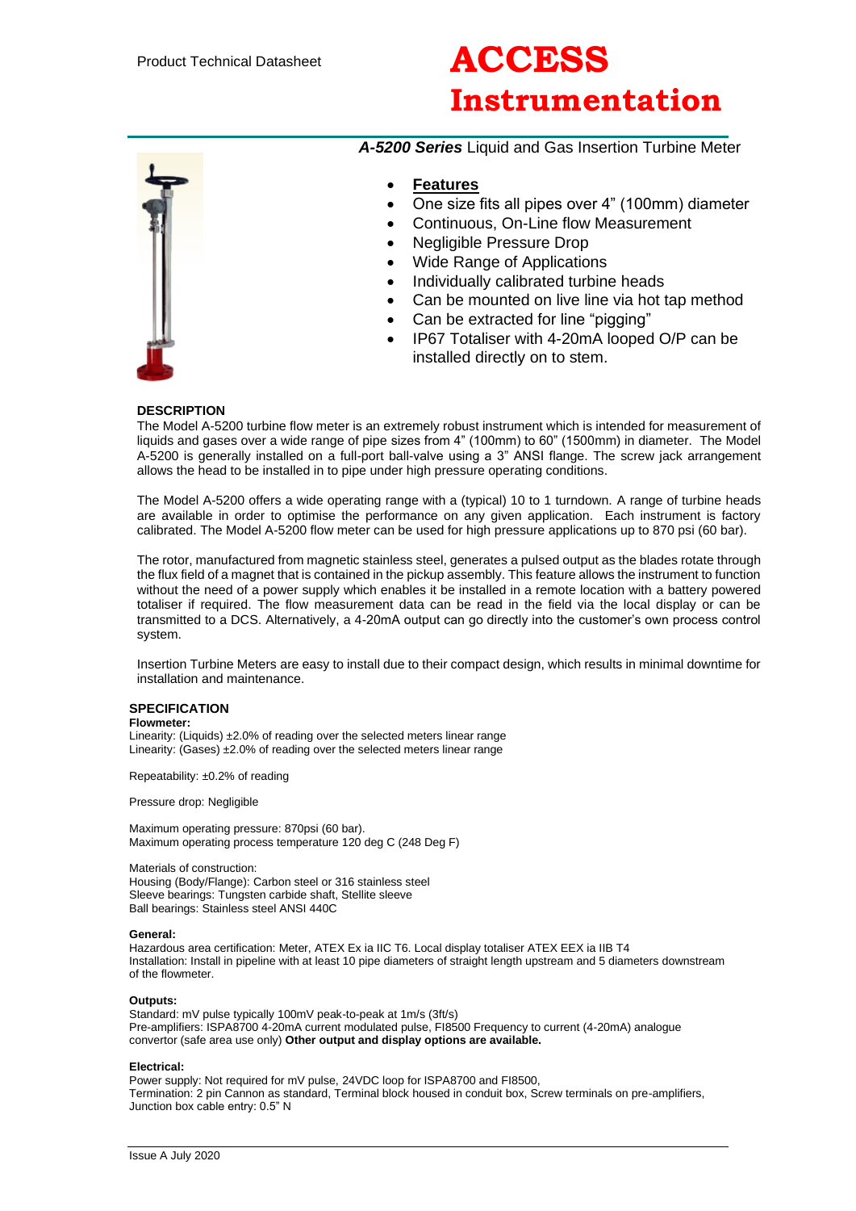Product Technical Datasheet

# ACCESS Instrumentation

***A-5200 Series*** Liquid and Gas Insertion Turbine Meter

- **Features**
- One size fits all pipes over 4" (100mm) diameter
- Continuous, On-Line flow Measurement
- Negligible Pressure Drop
- Wide Range of Applications
- Individually calibrated turbine heads
- Can be mounted on live line via hot tap method
- Can be extracted for line "pigging"
- IP67 Totaliser with 4-20mA looped O/P can be installed directly on to stem.

## DESCRIPTION

The Model A-5200 turbine flow meter is an extremely robust instrument which is intended for measurement of liquids and gases over a wide range of pipe sizes from 4" (100mm) to 60" (1500mm) in diameter. The Model A-5200 is generally installed on a full-port ball-valve using a 3" ANSI flange. The screw jack arrangement allows the head to be installed in to pipe under high pressure operating conditions.

The Model A-5200 offers a wide operating range with a (typical) 10 to 1 turndown. A range of turbine heads are available in order to optimise the performance on any given application. Each instrument is factory calibrated. The Model A-5200 flow meter can be used for high pressure applications up to 870 psi (60 bar).

The rotor, manufactured from magnetic stainless steel, generates a pulsed output as the blades rotate through the flux field of a magnet that is contained in the pickup assembly. This feature allows the instrument to function without the need of a power supply which enables it be installed in a remote location with a battery powered totaliser if required. The flow measurement data can be read in the field via the local display or can be transmitted to a DCS. Alternatively, a 4-20mA output can go directly into the customer's own process control system.

Insertion Turbine Meters are easy to install due to their compact design, which results in minimal downtime for installation and maintenance.

## SPECIFICATION

**Flowmeter:**

Linearity: (Liquids) ±2.0% of reading over the selected meters linear range
Linearity: (Gases) ±2.0% of reading over the selected meters linear range

Repeatability: ±0.2% of reading

Pressure drop: Negligible

Maximum operating pressure: 870psi (60 bar).
Maximum operating process temperature 120 deg C (248 Deg F)

Materials of construction:
Housing (Body/Flange): Carbon steel or 316 stainless steel
Sleeve bearings: Tungsten carbide shaft, Stellite sleeve
Ball bearings: Stainless steel ANSI 440C

**General:**

Hazardous area certification: Meter, ATEX Ex ia IIC T6. Local display totaliser ATEX EEX ia IIB T4
Installation: Install in pipeline with at least 10 pipe diameters of straight length upstream and 5 diameters downstream of the flowmeter.

**Outputs:**

Standard: mV pulse typically 100mV peak-to-peak at 1m/s (3ft/s)
Pre-amplifiers: ISPA8700 4-20mA current modulated pulse, FI8500 Frequency to current (4-20mA) analogue convertor (safe area use only) **Other output and display options are available.**

**Electrical:**

Power supply: Not required for mV pulse, 24VDC loop for ISPA8700 and FI8500,
Termination: 2 pin Cannon as standard, Terminal block housed in conduit box, Screw terminals on pre-amplifiers,
Junction box cable entry: 0.5" N

Issue A July 2020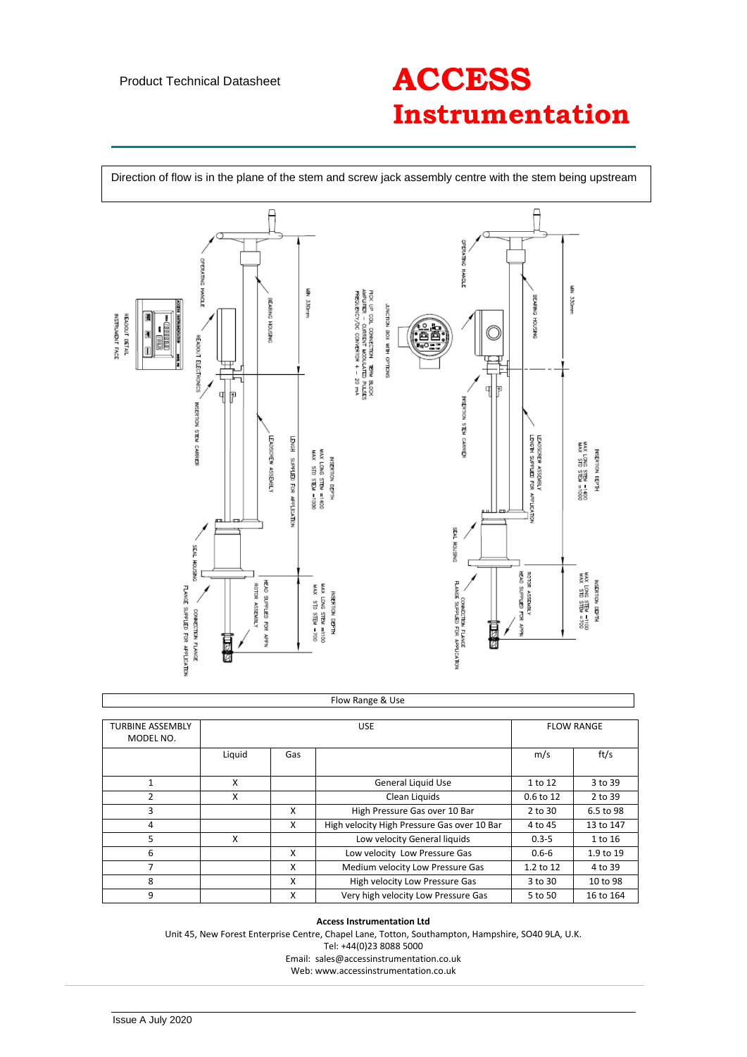Direction of flow is in the plane of the stem and screw jack assembly centre with the stem being upstream

OPERATING HANDLE

BEARING HOUSING

READOUT ELECTRONICS

READOUT DETAIL INSTRUMENT FACE

INSERTION STEM CARRIER

LEADSCREW ASSEMBLY

SEAL HOUSING

FLANGE SUPPLIED FOR APPLICATION

CONNECTION FLANGE

ROTOR ASSEMBLY

HEAD SUPPLIED FOR APPN

MIN 330mm

LENGTH SUPPLIED FOR APPLICATION

INSERTION DEPTH MAX LONG STEM =1400 MAX STD STEM =1000

INSERTION DEPTH MAX LONG STEM =1100 MAX STD STEM =700

JUNCTION BOX WITH OPTIONS

PICK UP COIL CONNECTION TERM BLOCK AMPLIFIER - CURRENT MODULATED PULSES FREQUENCY/DC CONVERTOR 4 - 20 mA

Flow Range & Use

| TURBINE ASSEMBLY MODEL NO. | USE | | | FLOW RANGE | |
|---|---|---|---|---|---|
| | Liquid | Gas | | m/s | ft/s |
| 1 | X | | General Liquid Use | 1 to 12 | 3 to 39 |
| 2 | X | | Clean Liquids | 0.6 to 12 | 2 to 39 |
| 3 | | X | High Pressure Gas over 10 Bar | 2 to 30 | 6.5 to 98 |
| 4 | | X | High velocity High Pressure Gas over 10 Bar | 4 to 45 | 13 to 147 |
| 5 | X | | Low velocity General liquids | 0.3-5 | 1 to 16 |
| 6 | | X | Low velocity Low Pressure Gas | 0.6-6 | 1.9 to 19 |
| 7 | | X | Medium velocity Low Pressure Gas | 1.2 to 12 | 4 to 39 |
| 8 | | X | High velocity Low Pressure Gas | 3 to 30 | 10 to 98 |
| 9 | | X | Very high velocity Low Pressure Gas | 5 to 50 | 16 to 164 |

**Access Instrumentation Ltd**

Unit 45, New Forest Enterprise Centre, Chapel Lane, Totton, Southampton, Hampshire, SO40 9LA, U.K.
Tel: +44(0)23 8088 5000
Email: sales@accessinstrumentation.co.uk
Web: www.accessinstrumentation.co.uk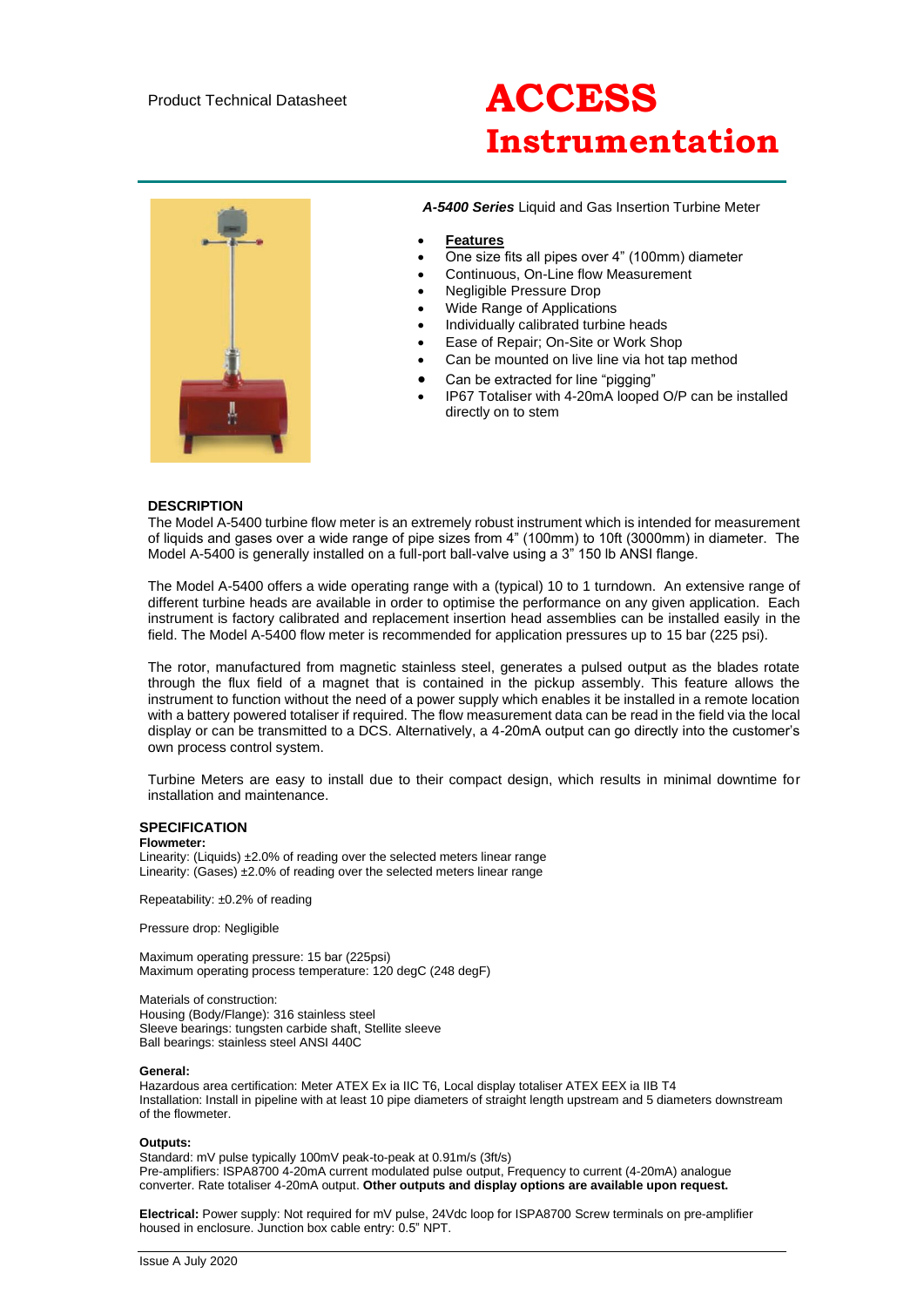Product Technical Datasheet

# ACCESS Instrumentation

***A-5400 Series*** Liquid and Gas Insertion Turbine Meter

- **Features**
- One size fits all pipes over 4" (100mm) diameter
- Continuous, On-Line flow Measurement
- Negligible Pressure Drop
- Wide Range of Applications
- Individually calibrated turbine heads
- Ease of Repair; On-Site or Work Shop
- Can be mounted on live line via hot tap method
- Can be extracted for line "pigging"
- IP67 Totaliser with 4-20mA looped O/P can be installed directly on to stem

## DESCRIPTION

The Model A-5400 turbine flow meter is an extremely robust instrument which is intended for measurement of liquids and gases over a wide range of pipe sizes from 4" (100mm) to 10ft (3000mm) in diameter. The Model A-5400 is generally installed on a full-port ball-valve using a 3" 150 lb ANSI flange.

The Model A-5400 offers a wide operating range with a (typical) 10 to 1 turndown. An extensive range of different turbine heads are available in order to optimise the performance on any given application. Each instrument is factory calibrated and replacement insertion head assemblies can be installed easily in the field. The Model A-5400 flow meter is recommended for application pressures up to 15 bar (225 psi).

The rotor, manufactured from magnetic stainless steel, generates a pulsed output as the blades rotate through the flux field of a magnet that is contained in the pickup assembly. This feature allows the instrument to function without the need of a power supply which enables it be installed in a remote location with a battery powered totaliser if required. The flow measurement data can be read in the field via the local display or can be transmitted to a DCS. Alternatively, a 4-20mA output can go directly into the customer's own process control system.

Turbine Meters are easy to install due to their compact design, which results in minimal downtime for installation and maintenance.

## SPECIFICATION

**Flowmeter:**

Linearity: (Liquids) ±2.0% of reading over the selected meters linear range
Linearity: (Gases) ±2.0% of reading over the selected meters linear range

Repeatability: ±0.2% of reading

Pressure drop: Negligible

Maximum operating pressure: 15 bar (225psi)
Maximum operating process temperature: 120 degC (248 degF)

Materials of construction:
Housing (Body/Flange): 316 stainless steel
Sleeve bearings: tungsten carbide shaft, Stellite sleeve
Ball bearings: stainless steel ANSI 440C

**General:**

Hazardous area certification: Meter ATEX Ex ia IIC T6, Local display totaliser ATEX EEX ia IIB T4
Installation: Install in pipeline with at least 10 pipe diameters of straight length upstream and 5 diameters downstream of the flowmeter.

**Outputs:**

Standard: mV pulse typically 100mV peak-to-peak at 0.91m/s (3ft/s)
Pre-amplifiers: ISPA8700 4-20mA current modulated pulse output, Frequency to current (4-20mA) analogue converter. Rate totaliser 4-20mA output. **Other outputs and display options are available upon request.**

**Electrical:** Power supply: Not required for mV pulse, 24Vdc loop for ISPA8700 Screw terminals on pre-amplifier housed in enclosure. Junction box cable entry: 0.5" NPT.

Issue A July 2020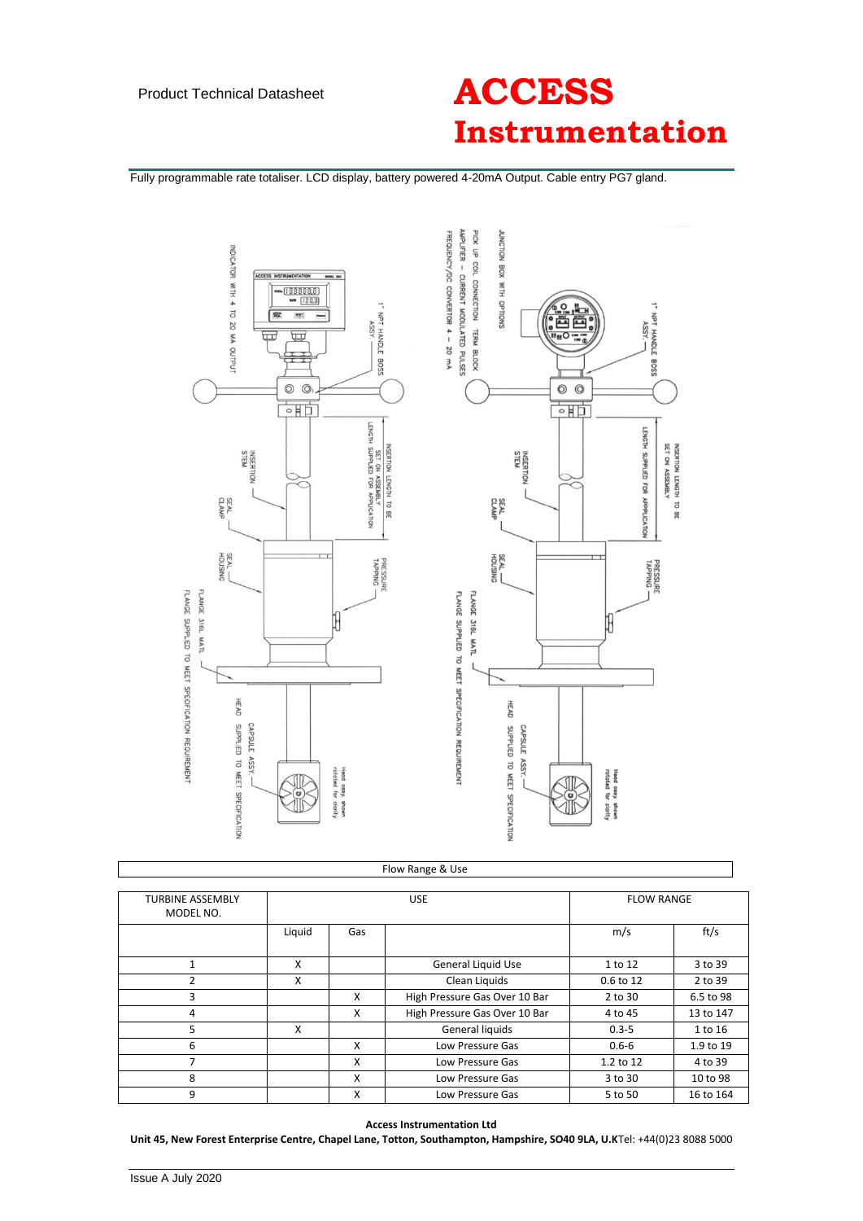Fully programmable rate totaliser. LCD display, battery powered 4-20mA Output. Cable entry PG7 gland.

INDICATOR WITH 4 TO 20 MA OUTPUT

1" NPT HANDLE BOSS ASSY.

INSERTION LENGTH TO BE SET ON ASSEMBLY LENGTH SUPPLIED FOR APPLICATION

INSERTION STEM

SEAL CLAMP

SEAL HOUSING

PRESSURE TAPPING

FLANGE 316L MATL FLANGE SUPPLIED TO MEET SPECIFICATION REQUIREMENT

HEAD SUPPLIED TO MEET SPECIFICATION

CAPSULE ASSY.

Head assy shown rotated for clarity

JUNCTION BOX WITH OPTIONS

PICK UP COIL CONNECTION TERM BLOCK

AMPLIFIER – CURRENT MODULATED PULSES

FREQUENCY/DC CONVERTOR 4 – 20 mA

1" NPT HANDLE BOSS ASSY.

INSERTION LENGTH TO BE SET ON ASSEMBLY LENGTH SUPPLIED FOR APPLICATION

INSERTION STEM

SEAL CLAMP

SEAL HOUSING

PRESSURE TAPPING

FLANGE 316L MATL FLANGE SUPPLIED TO MEET SPECIFICATION REQUIREMENT

HEAD SUPPLIED TO MEET SPECIFICATION

CAPSULE ASSY.

Head assy shown rotated for clarity

## Flow Range & Use

| TURBINE ASSEMBLY MODEL NO. | USE | | | FLOW RANGE | |
|---|---|---|---|---|---|
| | Liquid | Gas | | m/s | ft/s |
| 1 | X | | General Liquid Use | 1 to 12 | 3 to 39 |
| 2 | X | | Clean Liquids | 0.6 to 12 | 2 to 39 |
| 3 | | X | High Pressure Gas Over 10 Bar | 2 to 30 | 6.5 to 98 |
| 4 | | X | High Pressure Gas Over 10 Bar | 4 to 45 | 13 to 147 |
| 5 | X | | General liquids | 0.3-5 | 1 to 16 |
| 6 | | X | Low Pressure Gas | 0.6-6 | 1.9 to 19 |
| 7 | | X | Low Pressure Gas | 1.2 to 12 | 4 to 39 |
| 8 | | X | Low Pressure Gas | 3 to 30 | 10 to 98 |
| 9 | | X | Low Pressure Gas | 5 to 50 | 16 to 164 |

**Access Instrumentation Ltd**

**Unit 45, New Forest Enterprise Centre, Chapel Lane, Totton, Southampton, Hampshire, SO40 9LA, U.K**Tel: +44(0)23 8088 5000

Issue A July 2020